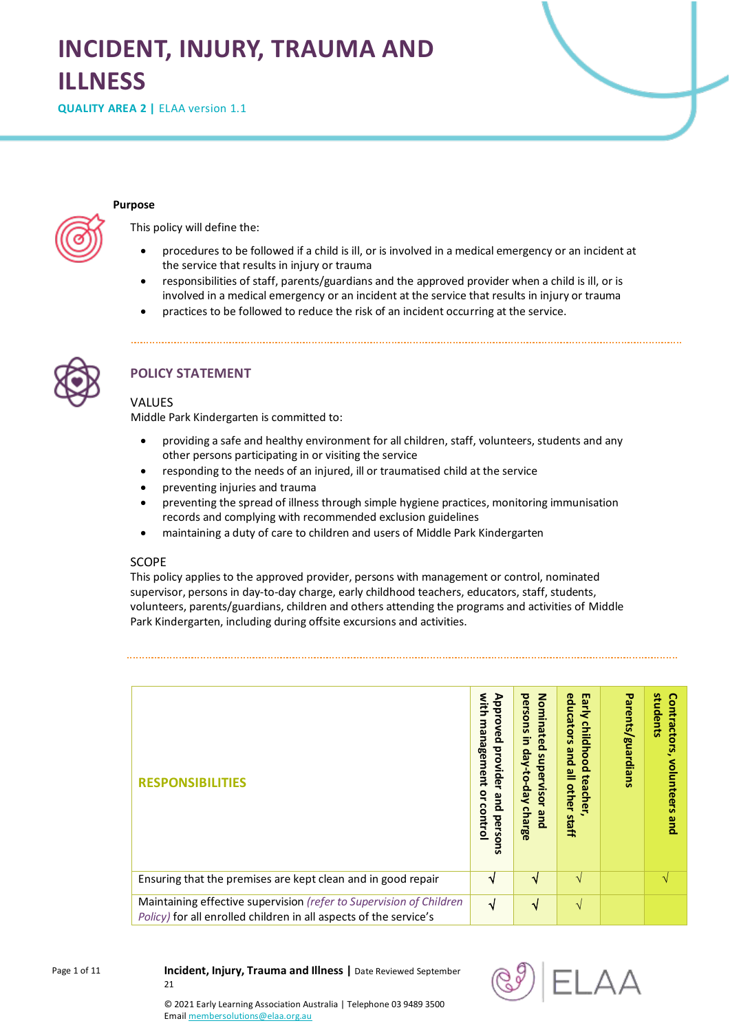# INCIDENT, INJURY, TRAUMA AND ILLNESS

**QUALITY AREA 2 |** ELAA version 1.1

**Purpose**

This policy will define the:

- procedures to be followed if a child is ill, or is involved in a medical emergency or an incident at the service that results in injury or trauma
- responsibilities of staff, parents/guardians and the approved provider when a child is ill, or is involved in a medical emergency or an incident at the service that results in injury or trauma
- practices to be followed to reduce the risk of an incident occurring at the service.

## POLICY STATEMENT

### VALUES

Middle Park Kindergarten is committed to:

- providing a safe and healthy environment for all children, staff, volunteers, students and any other persons participating in or visiting the service
- responding to the needs of an injured, ill or traumatised child at the service
- preventing injuries and trauma
- preventing the spread of illness through simple hygiene practices, monitoring immunisation records and complying with recommended exclusion guidelines
- maintaining a duty of care to children and users of Middle Park Kindergarten

### SCOPE

This policy applies to the approved provider, persons with management or control, nominated supervisor, persons in day-to-day charge, early childhood teachers, educators, staff, students, volunteers, parents/guardians, children and others attending the programs and activities of Middle Park Kindergarten, including during offsite excursions and activities.

| RESPONSIBILITIES | Approved provider and persons with management or control | Nominated supervisor and persons in day-to-day charge | Early childhood teacher, educators and all other staff | Parents/guardians | Contractors, volunteers and students |
|---|---|---|---|---|---|
| Ensuring that the premises are kept clean and in good repair | √ | √ | √ | | √ |
| Maintaining effective supervision *(refer to Supervision of Children Policy)* for all enrolled children in all aspects of the service's | √ | √ | √ | | |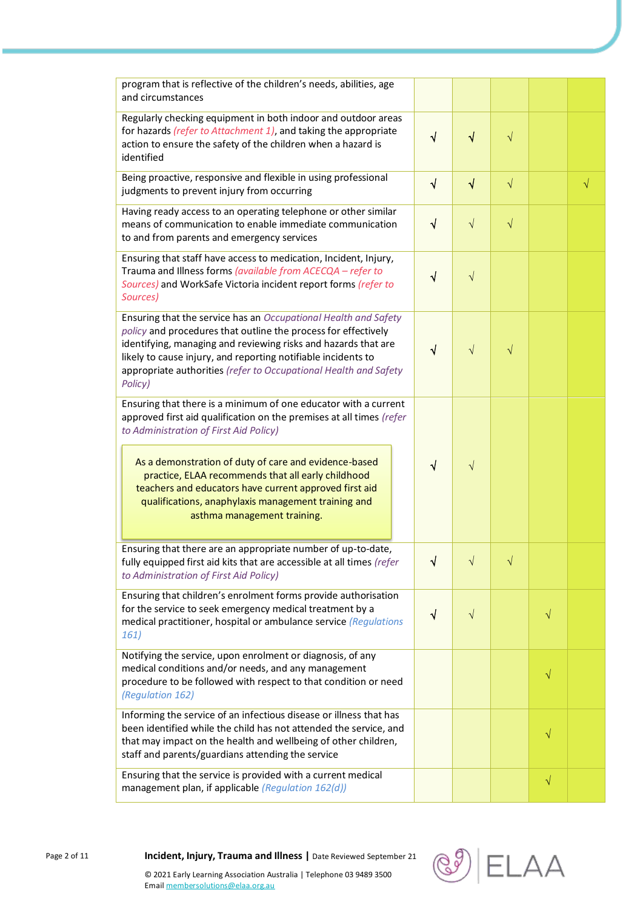| | | | | | |
|---|---|---|---|---|---|
| program that is reflective of the children's needs, abilities, age and circumstances | | | | | |
| Regularly checking equipment in both indoor and outdoor areas for hazards *(refer to Attachment 1)*, and taking the appropriate action to ensure the safety of the children when a hazard is identified | √ | √ | √ | | |
| Being proactive, responsive and flexible in using professional judgments to prevent injury from occurring | √ | √ | √ | | √ |
| Having ready access to an operating telephone or other similar means of communication to enable immediate communication to and from parents and emergency services | √ | √ | √ | | |
| Ensuring that staff have access to medication, Incident, Injury, Trauma and Illness forms *(available from ACECQA – refer to Sources)* and WorkSafe Victoria incident report forms *(refer to Sources)* | √ | √ | | | |
| Ensuring that the service has an *Occupational Health and Safety policy* and procedures that outline the process for effectively identifying, managing and reviewing risks and hazards that are likely to cause injury, and reporting notifiable incidents to appropriate authorities *(refer to Occupational Health and Safety Policy)* | √ | √ | √ | | |
| Ensuring that there is a minimum of one educator with a current approved first aid qualification on the premises at all times *(refer to Administration of First Aid Policy)*<br><br>As a demonstration of duty of care and evidence-based practice, ELAA recommends that all early childhood teachers and educators have current approved first aid qualifications, anaphylaxis management training and asthma management training. | √ | √ | | | |
| Ensuring that there are an appropriate number of up-to-date, fully equipped first aid kits that are accessible at all times *(refer to Administration of First Aid Policy)* | √ | √ | √ | | |
| Ensuring that children's enrolment forms provide authorisation for the service to seek emergency medical treatment by a medical practitioner, hospital or ambulance service *(Regulations 161)* | √ | √ | | √ | |
| Notifying the service, upon enrolment or diagnosis, of any medical conditions and/or needs, and any management procedure to be followed with respect to that condition or need *(Regulation 162)* | | | | √ | |
| Informing the service of an infectious disease or illness that has been identified while the child has not attended the service, and that may impact on the health and wellbeing of other children, staff and parents/guardians attending the service | | | | √ | |
| Ensuring that the service is provided with a current medical management plan, if applicable *(Regulation 162(d))* | | | | √ | |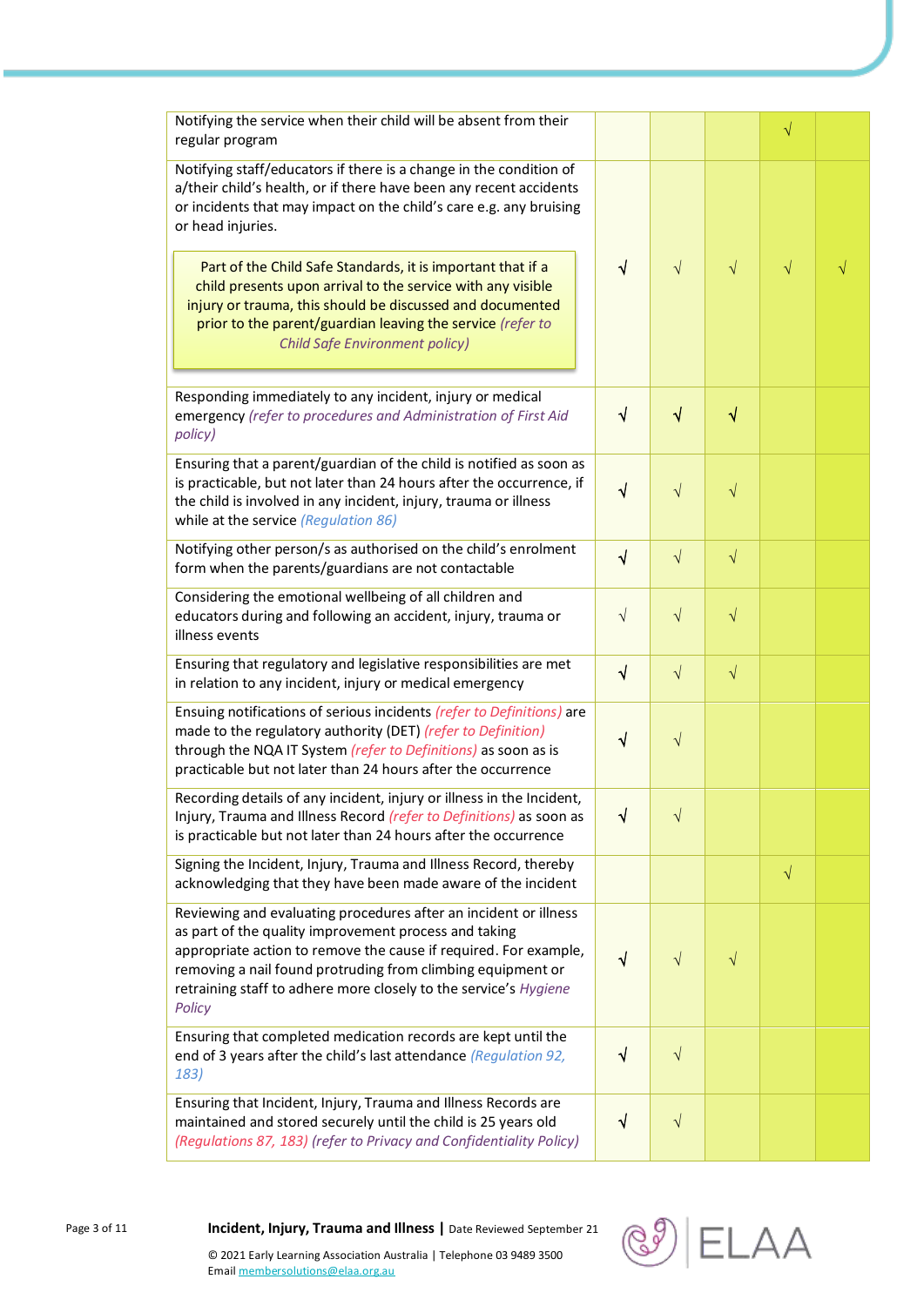| | | | | | |
|---|---|---|---|---|---|
| Notifying the service when their child will be absent from their regular program | | | | √ | |
| Notifying staff/educators if there is a change in the condition of a/their child's health, or if there have been any recent accidents or incidents that may impact on the child's care e.g. any bruising or head injuries. Part of the Child Safe Standards, it is important that if a child presents upon arrival to the service with any visible injury or trauma, this should be discussed and documented prior to the parent/guardian leaving the service *(refer to Child Safe Environment policy)* | √ | √ | √ | √ | √ |
| Responding immediately to any incident, injury or medical emergency *(refer to procedures and Administration of First Aid policy)* | √ | √ | √ | | |
| Ensuring that a parent/guardian of the child is notified as soon as is practicable, but not later than 24 hours after the occurrence, if the child is involved in any incident, injury, trauma or illness while at the service *(Regulation 86)* | √ | √ | √ | | |
| Notifying other person/s as authorised on the child's enrolment form when the parents/guardians are not contactable | √ | √ | √ | | |
| Considering the emotional wellbeing of all children and educators during and following an accident, injury, trauma or illness events | √ | √ | √ | | |
| Ensuring that regulatory and legislative responsibilities are met in relation to any incident, injury or medical emergency | √ | √ | √ | | |
| Ensuing notifications of serious incidents *(refer to Definitions)* are made to the regulatory authority (DET) *(refer to Definition)* through the NQA IT System *(refer to Definitions)* as soon as is practicable but not later than 24 hours after the occurrence | √ | √ | | | |
| Recording details of any incident, injury or illness in the Incident, Injury, Trauma and Illness Record *(refer to Definitions)* as soon as is practicable but not later than 24 hours after the occurrence | √ | √ | | | |
| Signing the Incident, Injury, Trauma and Illness Record, thereby acknowledging that they have been made aware of the incident | | | | √ | |
| Reviewing and evaluating procedures after an incident or illness as part of the quality improvement process and taking appropriate action to remove the cause if required. For example, removing a nail found protruding from climbing equipment or retraining staff to adhere more closely to the service's *Hygiene Policy* | √ | √ | √ | | |
| Ensuring that completed medication records are kept until the end of 3 years after the child's last attendance *(Regulation 92, 183)* | √ | √ | | | |
| Ensuring that Incident, Injury, Trauma and Illness Records are maintained and stored securely until the child is 25 years old *(Regulations 87, 183) (refer to Privacy and Confidentiality Policy)* | √ | √ | | | |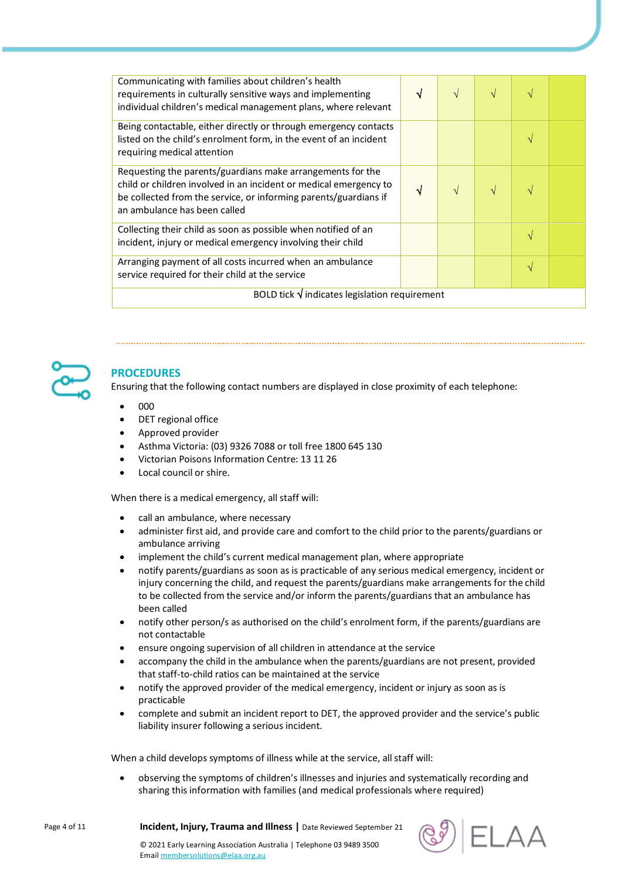| | | | | | |
|---|---|---|---|---|---|
| Communicating with families about children's health requirements in culturally sensitive ways and implementing individual children's medical management plans, where relevant | **√** | √ | √ | √ | |
| Being contactable, either directly or through emergency contacts listed on the child's enrolment form, in the event of an incident requiring medical attention | | | | √ | |
| Requesting the parents/guardians make arrangements for the child or children involved in an incident or medical emergency to be collected from the service, or informing parents/guardians if an ambulance has been called | **√** | √ | √ | √ | |
| Collecting their child as soon as possible when notified of an incident, injury or medical emergency involving their child | | | | √ | |
| Arranging payment of all costs incurred when an ambulance service required for their child at the service | | | | √ | |
| BOLD tick **√** indicates legislation requirement | | | | | |

## PROCEDURES

Ensuring that the following contact numbers are displayed in close proximity of each telephone:

- 000
- DET regional office
- Approved provider
- Asthma Victoria: (03) 9326 7088 or toll free 1800 645 130
- Victorian Poisons Information Centre: 13 11 26
- Local council or shire.

When there is a medical emergency, all staff will:

- call an ambulance, where necessary
- administer first aid, and provide care and comfort to the child prior to the parents/guardians or ambulance arriving
- implement the child's current medical management plan, where appropriate
- notify parents/guardians as soon as is practicable of any serious medical emergency, incident or injury concerning the child, and request the parents/guardians make arrangements for the child to be collected from the service and/or inform the parents/guardians that an ambulance has been called
- notify other person/s as authorised on the child's enrolment form, if the parents/guardians are not contactable
- ensure ongoing supervision of all children in attendance at the service
- accompany the child in the ambulance when the parents/guardians are not present, provided that staff-to-child ratios can be maintained at the service
- notify the approved provider of the medical emergency, incident or injury as soon as is practicable
- complete and submit an incident report to DET, the approved provider and the service's public liability insurer following a serious incident.

When a child develops symptoms of illness while at the service, all staff will:

- observing the symptoms of children's illnesses and injuries and systematically recording and sharing this information with families (and medical professionals where required)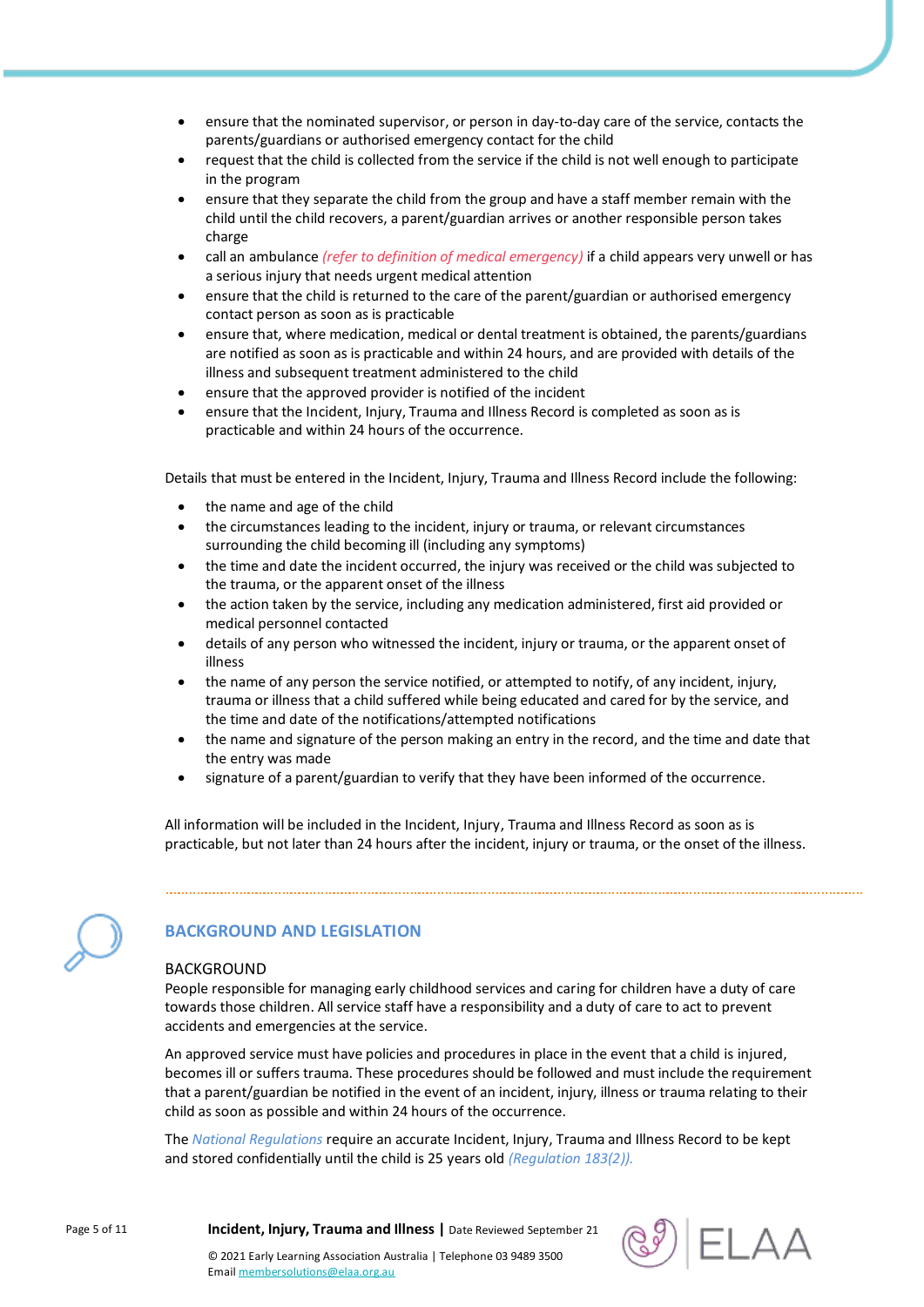- ensure that the nominated supervisor, or person in day-to-day care of the service, contacts the parents/guardians or authorised emergency contact for the child
- request that the child is collected from the service if the child is not well enough to participate in the program
- ensure that they separate the child from the group and have a staff member remain with the child until the child recovers, a parent/guardian arrives or another responsible person takes charge
- call an ambulance *(refer to definition of medical emergency)* if a child appears very unwell or has a serious injury that needs urgent medical attention
- ensure that the child is returned to the care of the parent/guardian or authorised emergency contact person as soon as is practicable
- ensure that, where medication, medical or dental treatment is obtained, the parents/guardians are notified as soon as is practicable and within 24 hours, and are provided with details of the illness and subsequent treatment administered to the child
- ensure that the approved provider is notified of the incident
- ensure that the Incident, Injury, Trauma and Illness Record is completed as soon as is practicable and within 24 hours of the occurrence.

Details that must be entered in the Incident, Injury, Trauma and Illness Record include the following:

- the name and age of the child
- the circumstances leading to the incident, injury or trauma, or relevant circumstances surrounding the child becoming ill (including any symptoms)
- the time and date the incident occurred, the injury was received or the child was subjected to the trauma, or the apparent onset of the illness
- the action taken by the service, including any medication administered, first aid provided or medical personnel contacted
- details of any person who witnessed the incident, injury or trauma, or the apparent onset of illness
- the name of any person the service notified, or attempted to notify, of any incident, injury, trauma or illness that a child suffered while being educated and cared for by the service, and the time and date of the notifications/attempted notifications
- the name and signature of the person making an entry in the record, and the time and date that the entry was made
- signature of a parent/guardian to verify that they have been informed of the occurrence.

All information will be included in the Incident, Injury, Trauma and Illness Record as soon as is practicable, but not later than 24 hours after the incident, injury or trauma, or the onset of the illness.

## BACKGROUND AND LEGISLATION

### BACKGROUND

People responsible for managing early childhood services and caring for children have a duty of care towards those children. All service staff have a responsibility and a duty of care to act to prevent accidents and emergencies at the service.

An approved service must have policies and procedures in place in the event that a child is injured, becomes ill or suffers trauma. These procedures should be followed and must include the requirement that a parent/guardian be notified in the event of an incident, injury, illness or trauma relating to their child as soon as possible and within 24 hours of the occurrence.

The *National Regulations* require an accurate Incident, Injury, Trauma and Illness Record to be kept and stored confidentially until the child is 25 years old *(Regulation 183(2)).*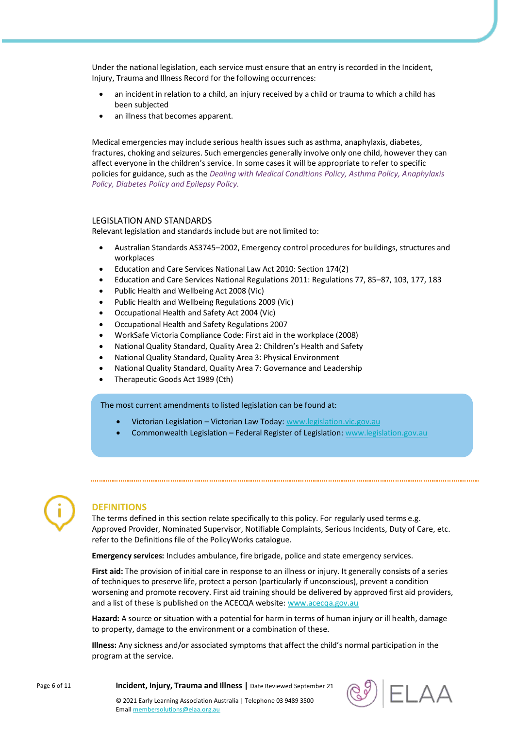Under the national legislation, each service must ensure that an entry is recorded in the Incident, Injury, Trauma and Illness Record for the following occurrences:

- an incident in relation to a child, an injury received by a child or trauma to which a child has been subjected
- an illness that becomes apparent.

Medical emergencies may include serious health issues such as asthma, anaphylaxis, diabetes, fractures, choking and seizures. Such emergencies generally involve only one child, however they can affect everyone in the children's service. In some cases it will be appropriate to refer to specific policies for guidance, such as the *Dealing with Medical Conditions Policy, Asthma Policy, Anaphylaxis Policy, Diabetes Policy and Epilepsy Policy.*

### LEGISLATION AND STANDARDS

Relevant legislation and standards include but are not limited to:

- Australian Standards AS3745–2002, Emergency control procedures for buildings, structures and workplaces
- Education and Care Services National Law Act 2010: Section 174(2)
- Education and Care Services National Regulations 2011: Regulations 77, 85–87, 103, 177, 183
- Public Health and Wellbeing Act 2008 (Vic)
- Public Health and Wellbeing Regulations 2009 (Vic)
- Occupational Health and Safety Act 2004 (Vic)
- Occupational Health and Safety Regulations 2007
- WorkSafe Victoria Compliance Code: First aid in the workplace (2008)
- National Quality Standard, Quality Area 2: Children's Health and Safety
- National Quality Standard, Quality Area 3: Physical Environment
- National Quality Standard, Quality Area 7: Governance and Leadership
- Therapeutic Goods Act 1989 (Cth)

The most current amendments to listed legislation can be found at:

- Victorian Legislation – Victorian Law Today: www.legislation.vic.gov.au
- Commonwealth Legislation – Federal Register of Legislation: www.legislation.gov.au

## DEFINITIONS

The terms defined in this section relate specifically to this policy. For regularly used terms e.g. Approved Provider, Nominated Supervisor, Notifiable Complaints, Serious Incidents, Duty of Care, etc. refer to the Definitions file of the PolicyWorks catalogue.

**Emergency services:** Includes ambulance, fire brigade, police and state emergency services.

**First aid:** The provision of initial care in response to an illness or injury. It generally consists of a series of techniques to preserve life, protect a person (particularly if unconscious), prevent a condition worsening and promote recovery. First aid training should be delivered by approved first aid providers, and a list of these is published on the ACECQA website: www.acecqa.gov.au

**Hazard:** A source or situation with a potential for harm in terms of human injury or ill health, damage to property, damage to the environment or a combination of these.

**Illness:** Any sickness and/or associated symptoms that affect the child's normal participation in the program at the service.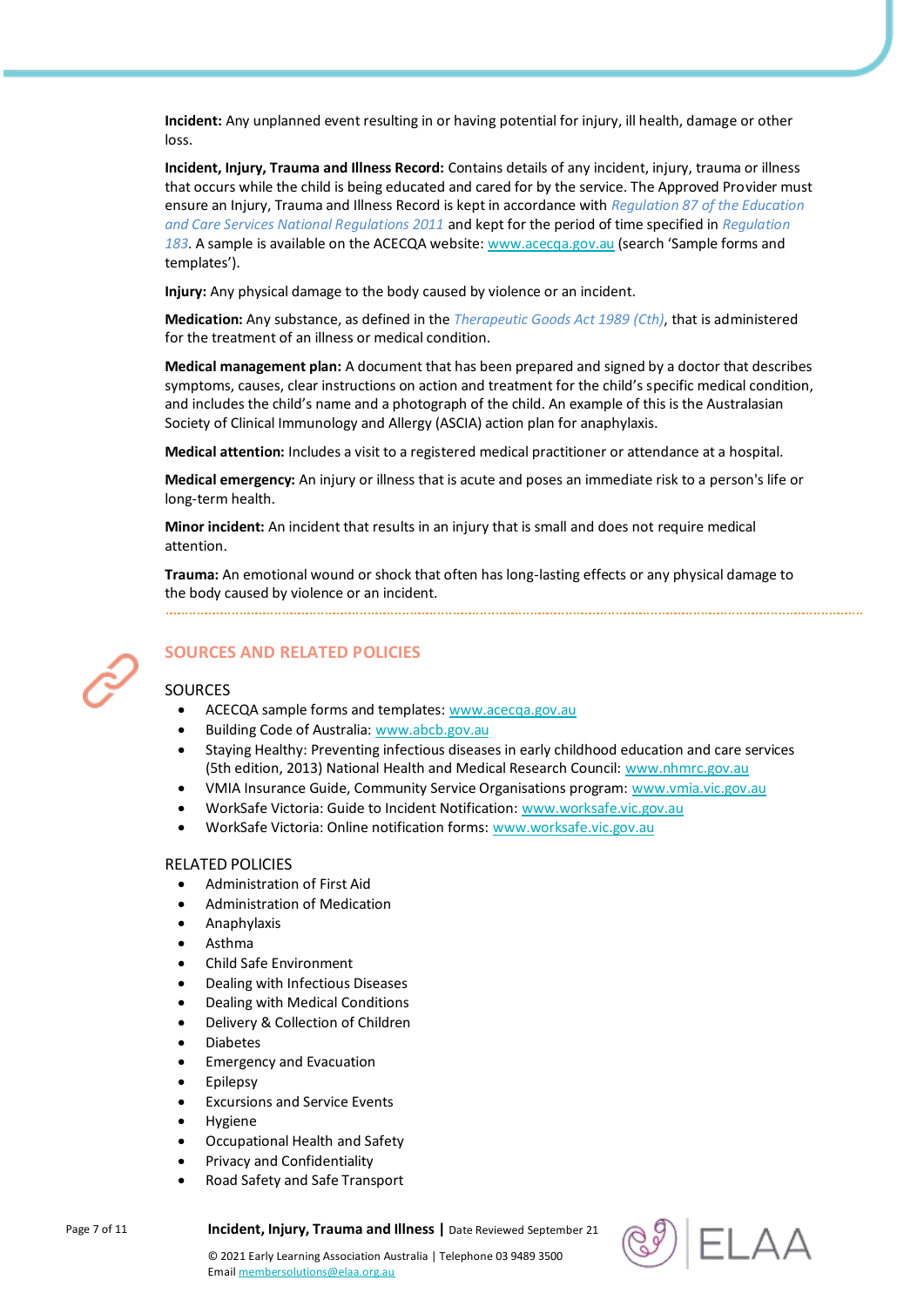**Incident:** Any unplanned event resulting in or having potential for injury, ill health, damage or other loss.

**Incident, Injury, Trauma and Illness Record:** Contains details of any incident, injury, trauma or illness that occurs while the child is being educated and cared for by the service. The Approved Provider must ensure an Injury, Trauma and Illness Record is kept in accordance with *Regulation 87 of the Education and Care Services National Regulations 2011* and kept for the period of time specified in *Regulation 183*. A sample is available on the ACECQA website: www.acecqa.gov.au (search 'Sample forms and templates').

**Injury:** Any physical damage to the body caused by violence or an incident.

**Medication:** Any substance, as defined in the *Therapeutic Goods Act 1989 (Cth)*, that is administered for the treatment of an illness or medical condition.

**Medical management plan:** A document that has been prepared and signed by a doctor that describes symptoms, causes, clear instructions on action and treatment for the child's specific medical condition, and includes the child's name and a photograph of the child. An example of this is the Australasian Society of Clinical Immunology and Allergy (ASCIA) action plan for anaphylaxis.

**Medical attention:** Includes a visit to a registered medical practitioner or attendance at a hospital.

**Medical emergency:** An injury or illness that is acute and poses an immediate risk to a person's life or long-term health.

**Minor incident:** An incident that results in an injury that is small and does not require medical attention.

**Trauma:** An emotional wound or shock that often has long-lasting effects or any physical damage to the body caused by violence or an incident.

## SOURCES AND RELATED POLICIES

### SOURCES

- ACECQA sample forms and templates: www.acecqa.gov.au
- Building Code of Australia: www.abcb.gov.au
- Staying Healthy: Preventing infectious diseases in early childhood education and care services (5th edition, 2013) National Health and Medical Research Council: www.nhmrc.gov.au
- VMIA Insurance Guide, Community Service Organisations program: www.vmia.vic.gov.au
- WorkSafe Victoria: Guide to Incident Notification: www.worksafe.vic.gov.au
- WorkSafe Victoria: Online notification forms: www.worksafe.vic.gov.au

### RELATED POLICIES

- Administration of First Aid
- Administration of Medication
- Anaphylaxis
- Asthma
- Child Safe Environment
- Dealing with Infectious Diseases
- Dealing with Medical Conditions
- Delivery & Collection of Children
- Diabetes
- Emergency and Evacuation
- Epilepsy
- Excursions and Service Events
- Hygiene
- Occupational Health and Safety
- Privacy and Confidentiality
- Road Safety and Safe Transport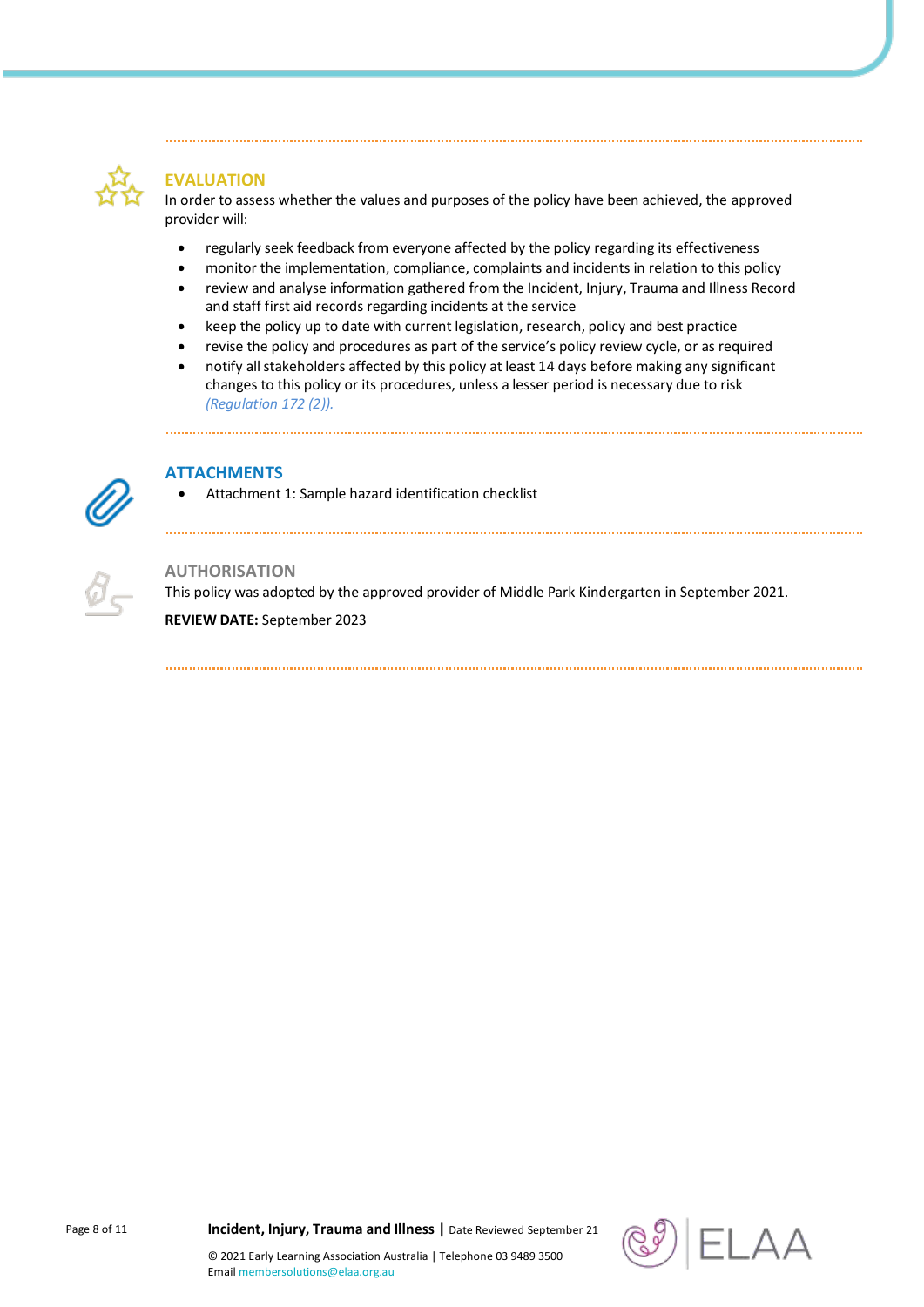## EVALUATION

In order to assess whether the values and purposes of the policy have been achieved, the approved provider will:

- regularly seek feedback from everyone affected by the policy regarding its effectiveness
- monitor the implementation, compliance, complaints and incidents in relation to this policy
- review and analyse information gathered from the Incident, Injury, Trauma and Illness Record and staff first aid records regarding incidents at the service
- keep the policy up to date with current legislation, research, policy and best practice
- revise the policy and procedures as part of the service's policy review cycle, or as required
- notify all stakeholders affected by this policy at least 14 days before making any significant changes to this policy or its procedures, unless a lesser period is necessary due to risk *(Regulation 172 (2)).*

## ATTACHMENTS

- Attachment 1: Sample hazard identification checklist

## AUTHORISATION

This policy was adopted by the approved provider of Middle Park Kindergarten in September 2021.

**REVIEW DATE:** September 2023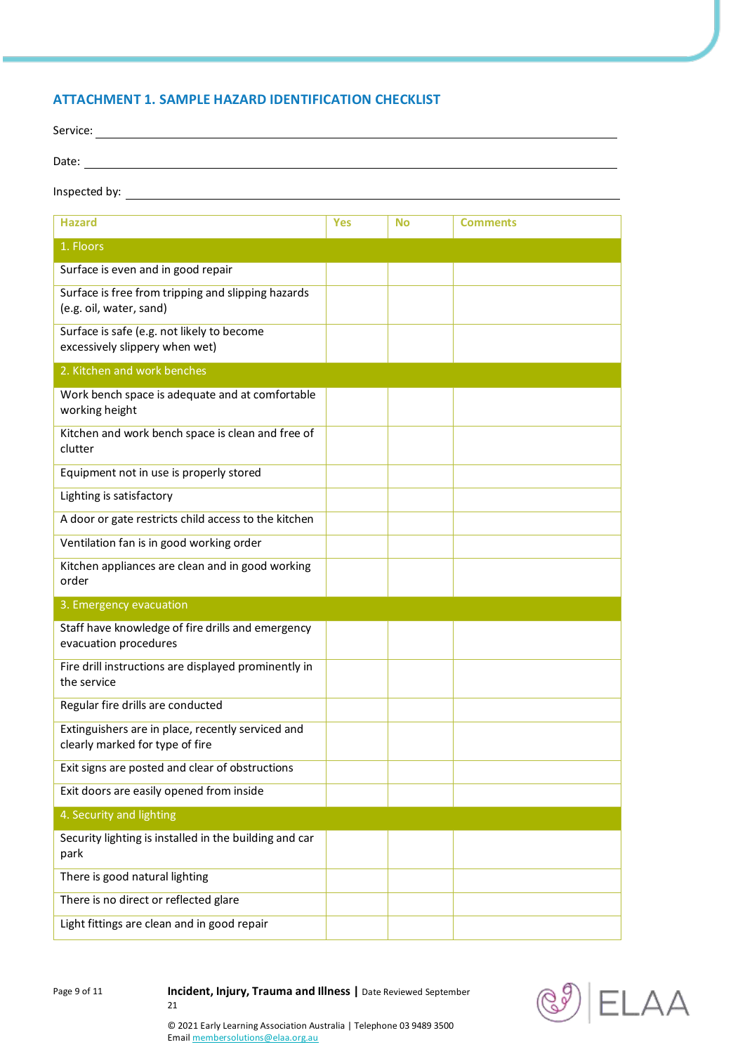## ATTACHMENT 1. SAMPLE HAZARD IDENTIFICATION CHECKLIST

Service: ______________________________

Date: ______________________________

Inspected by: ______________________________

| Hazard | Yes | No | Comments |
|---|---|---|---|
| **1. Floors** | | | |
| Surface is even and in good repair | | | |
| Surface is free from tripping and slipping hazards (e.g. oil, water, sand) | | | |
| Surface is safe (e.g. not likely to become excessively slippery when wet) | | | |
| **2. Kitchen and work benches** | | | |
| Work bench space is adequate and at comfortable working height | | | |
| Kitchen and work bench space is clean and free of clutter | | | |
| Equipment not in use is properly stored | | | |
| Lighting is satisfactory | | | |
| A door or gate restricts child access to the kitchen | | | |
| Ventilation fan is in good working order | | | |
| Kitchen appliances are clean and in good working order | | | |
| **3. Emergency evacuation** | | | |
| Staff have knowledge of fire drills and emergency evacuation procedures | | | |
| Fire drill instructions are displayed prominently in the service | | | |
| Regular fire drills are conducted | | | |
| Extinguishers are in place, recently serviced and clearly marked for type of fire | | | |
| Exit signs are posted and clear of obstructions | | | |
| Exit doors are easily opened from inside | | | |
| **4. Security and lighting** | | | |
| Security lighting is installed in the building and car park | | | |
| There is good natural lighting | | | |
| There is no direct or reflected glare | | | |
| Light fittings are clean and in good repair | | | |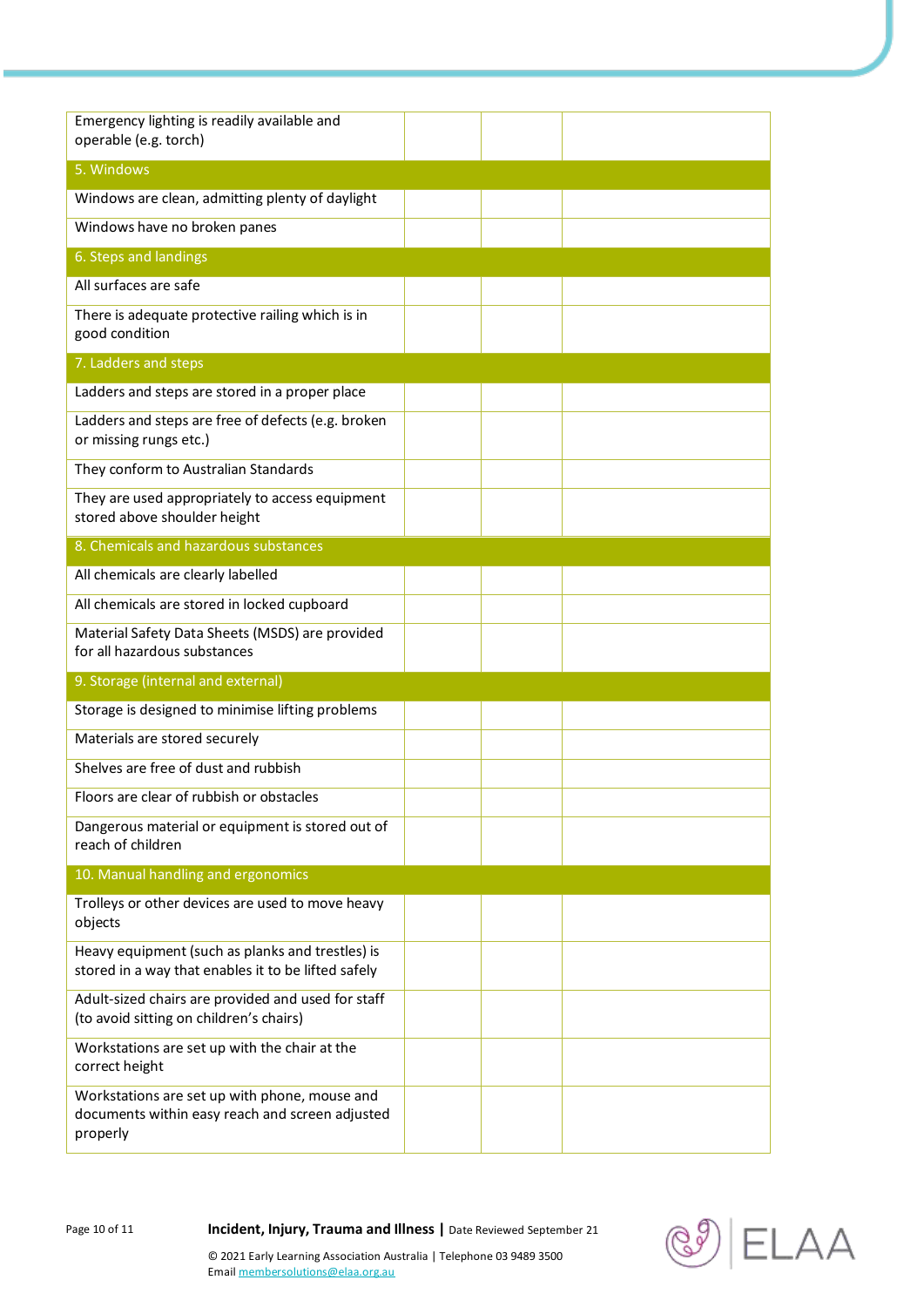| | | | |
|---|---|---|---|
| Emergency lighting is readily available and operable (e.g. torch) | | | |
| 5. Windows | | | |
| Windows are clean, admitting plenty of daylight | | | |
| Windows have no broken panes | | | |
| 6. Steps and landings | | | |
| All surfaces are safe | | | |
| There is adequate protective railing which is in good condition | | | |
| 7. Ladders and steps | | | |
| Ladders and steps are stored in a proper place | | | |
| Ladders and steps are free of defects (e.g. broken or missing rungs etc.) | | | |
| They conform to Australian Standards | | | |
| They are used appropriately to access equipment stored above shoulder height | | | |
| 8. Chemicals and hazardous substances | | | |
| All chemicals are clearly labelled | | | |
| All chemicals are stored in locked cupboard | | | |
| Material Safety Data Sheets (MSDS) are provided for all hazardous substances | | | |
| 9. Storage (internal and external) | | | |
| Storage is designed to minimise lifting problems | | | |
| Materials are stored securely | | | |
| Shelves are free of dust and rubbish | | | |
| Floors are clear of rubbish or obstacles | | | |
| Dangerous material or equipment is stored out of reach of children | | | |
| 10. Manual handling and ergonomics | | | |
| Trolleys or other devices are used to move heavy objects | | | |
| Heavy equipment (such as planks and trestles) is stored in a way that enables it to be lifted safely | | | |
| Adult-sized chairs are provided and used for staff (to avoid sitting on children's chairs) | | | |
| Workstations are set up with the chair at the correct height | | | |
| Workstations are set up with phone, mouse and documents within easy reach and screen adjusted properly | | | |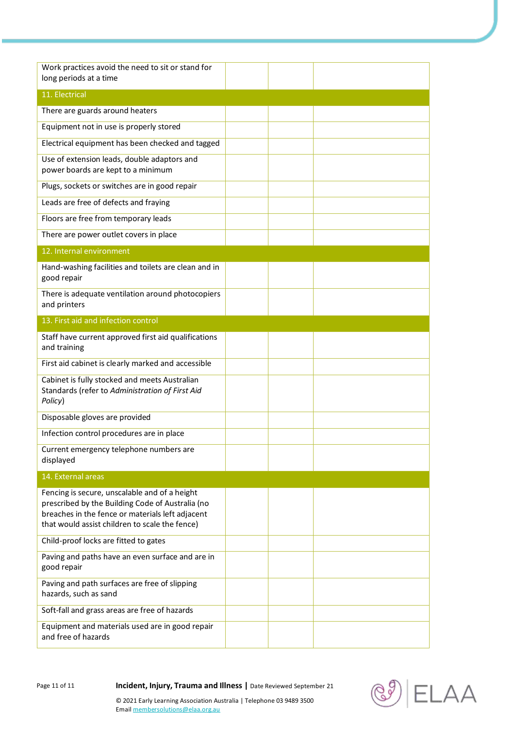| | | | |
|---|---|---|---|
| Work practices avoid the need to sit or stand for long periods at a time | | | |
| 11. Electrical | | | |
| There are guards around heaters | | | |
| Equipment not in use is properly stored | | | |
| Electrical equipment has been checked and tagged | | | |
| Use of extension leads, double adaptors and power boards are kept to a minimum | | | |
| Plugs, sockets or switches are in good repair | | | |
| Leads are free of defects and fraying | | | |
| Floors are free from temporary leads | | | |
| There are power outlet covers in place | | | |
| 12. Internal environment | | | |
| Hand-washing facilities and toilets are clean and in good repair | | | |
| There is adequate ventilation around photocopiers and printers | | | |
| 13. First aid and infection control | | | |
| Staff have current approved first aid qualifications and training | | | |
| First aid cabinet is clearly marked and accessible | | | |
| Cabinet is fully stocked and meets Australian Standards (refer to *Administration of First Aid Policy*) | | | |
| Disposable gloves are provided | | | |
| Infection control procedures are in place | | | |
| Current emergency telephone numbers are displayed | | | |
| 14. External areas | | | |
| Fencing is secure, unscalable and of a height prescribed by the Building Code of Australia (no breaches in the fence or materials left adjacent that would assist children to scale the fence) | | | |
| Child-proof locks are fitted to gates | | | |
| Paving and paths have an even surface and are in good repair | | | |
| Paving and path surfaces are free of slipping hazards, such as sand | | | |
| Soft-fall and grass areas are free of hazards | | | |
| Equipment and materials used are in good repair and free of hazards | | | |